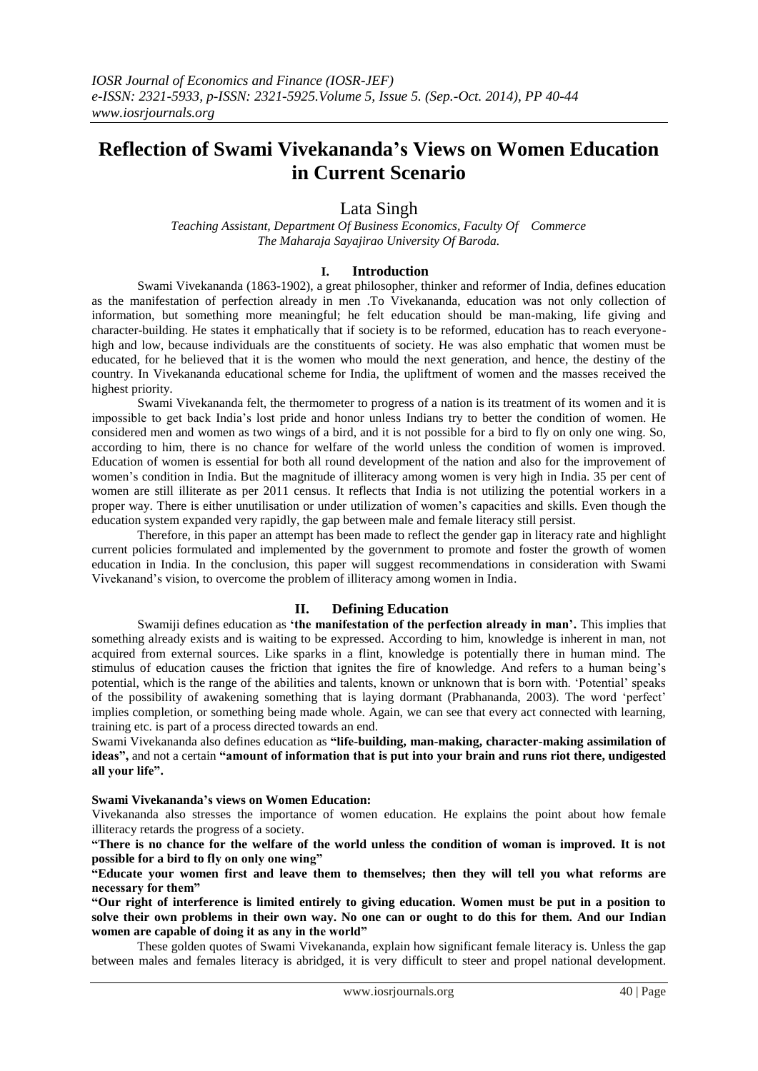# Reflection of Swami Vivekananda's Views on Women Education in Current Scenario

Lata Singh

*Teaching Assistant, Department Of Business Economics, Faculty Of Commerce The Maharaja Sayajirao University Of Baroda.*

## I. Introduction

Swami Vivekananda (1863-1902), a great philosopher, thinker and reformer of India, defines education as the manifestation of perfection already in men .To Vivekananda, education was not only collection of information, but something more meaningful; he felt education should be man-making, life giving and character-building. He states it emphatically that if society is to be reformed, education has to reach everyone-high and low, because individuals are the constituents of society. He was also emphatic that women must be educated, for he believed that it is the women who mould the next generation, and hence, the destiny of the country. In Vivekananda educational scheme for India, the upliftment of women and the masses received the highest priority.

Swami Vivekananda felt, the thermometer to progress of a nation is its treatment of its women and it is impossible to get back India's lost pride and honor unless Indians try to better the condition of women. He considered men and women as two wings of a bird, and it is not possible for a bird to fly on only one wing. So, according to him, there is no chance for welfare of the world unless the condition of women is improved. Education of women is essential for both all round development of the nation and also for the improvement of women's condition in India. But the magnitude of illiteracy among women is very high in India. 35 per cent of women are still illiterate as per 2011 census. It reflects that India is not utilizing the potential workers in a proper way. There is either unutilisation or under utilization of women's capacities and skills. Even though the education system expanded very rapidly, the gap between male and female literacy still persist.

Therefore, in this paper an attempt has been made to reflect the gender gap in literacy rate and highlight current policies formulated and implemented by the government to promote and foster the growth of women education in India. In the conclusion, this paper will suggest recommendations in consideration with Swami Vivekanand's vision, to overcome the problem of illiteracy among women in India.

## II. Defining Education

Swamiji defines education as **'the manifestation of the perfection already in man'.** This implies that something already exists and is waiting to be expressed. According to him, knowledge is inherent in man, not acquired from external sources. Like sparks in a flint, knowledge is potentially there in human mind. The stimulus of education causes the friction that ignites the fire of knowledge. And refers to a human being's potential, which is the range of the abilities and talents, known or unknown that is born with. 'Potential' speaks of the possibility of awakening something that is laying dormant (Prabhananda, 2003). The word 'perfect' implies completion, or something being made whole. Again, we can see that every act connected with learning, training etc. is part of a process directed towards an end.

Swami Vivekananda also defines education as **"life-building, man-making, character-making assimilation of ideas",** and not a certain **"amount of information that is put into your brain and runs riot there, undigested all your life".**

**Swami Vivekananda's views on Women Education:**

Vivekananda also stresses the importance of women education. He explains the point about how female illiteracy retards the progress of a society.

**"There is no chance for the welfare of the world unless the condition of woman is improved. It is not possible for a bird to fly on only one wing"**

**"Educate your women first and leave them to themselves; then they will tell you what reforms are necessary for them"**

**"Our right of interference is limited entirely to giving education. Women must be put in a position to solve their own problems in their own way. No one can or ought to do this for them. And our Indian women are capable of doing it as any in the world"**

These golden quotes of Swami Vivekananda, explain how significant female literacy is. Unless the gap between males and females literacy is abridged, it is very difficult to steer and propel national development.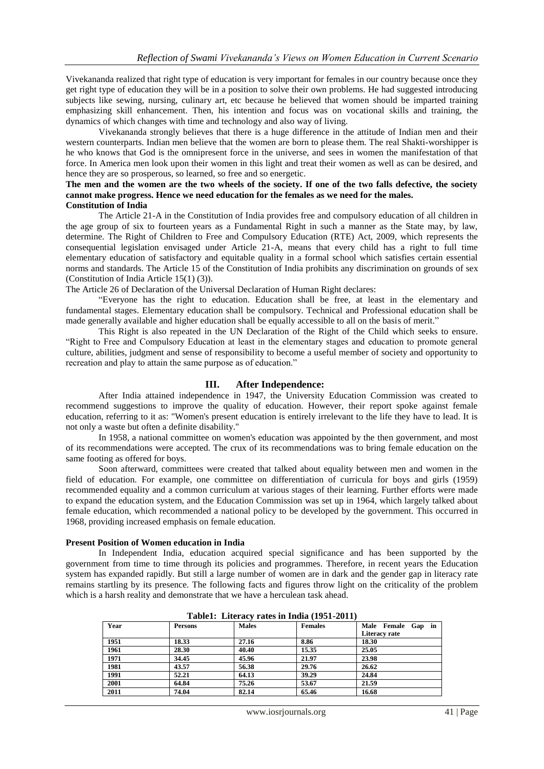Vivekananda realized that right type of education is very important for females in our country because once they get right type of education they will be in a position to solve their own problems. He had suggested introducing subjects like sewing, nursing, culinary art, etc because he believed that women should be imparted training emphasizing skill enhancement. Then, his intention and focus was on vocational skills and training, the dynamics of which changes with time and technology and also way of living.

Vivekananda strongly believes that there is a huge difference in the attitude of Indian men and their western counterparts. Indian men believe that the women are born to please them. The real Shakti-worshipper is he who knows that God is the omnipresent force in the universe, and sees in women the manifestation of that force. In America men look upon their women in this light and treat their women as well as can be desired, and hence they are so prosperous, so learned, so free and so energetic.

**The men and the women are the two wheels of the society. If one of the two falls defective, the society cannot make progress. Hence we need education for the females as we need for the males.**

**Constitution of India**

The Article 21-A in the Constitution of India provides free and compulsory education of all children in the age group of six to fourteen years as a Fundamental Right in such a manner as the State may, by law, determine. The Right of Children to Free and Compulsory Education (RTE) Act, 2009, which represents the consequential legislation envisaged under Article 21-A, means that every child has a right to full time elementary education of satisfactory and equitable quality in a formal school which satisfies certain essential norms and standards. The Article 15 of the Constitution of India prohibits any discrimination on grounds of sex (Constitution of India Article 15(1) (3)).

The Article 26 of Declaration of the Universal Declaration of Human Right declares:

"Everyone has the right to education. Education shall be free, at least in the elementary and fundamental stages. Elementary education shall be compulsory. Technical and Professional education shall be made generally available and higher education shall be equally accessible to all on the basis of merit."

This Right is also repeated in the UN Declaration of the Right of the Child which seeks to ensure. "Right to Free and Compulsory Education at least in the elementary stages and education to promote general culture, abilities, judgment and sense of responsibility to become a useful member of society and opportunity to recreation and play to attain the same purpose as of education."

## III. After Independence:

After India attained independence in 1947, the University Education Commission was created to recommend suggestions to improve the quality of education. However, their report spoke against female education, referring to it as: "Women's present education is entirely irrelevant to the life they have to lead. It is not only a waste but often a definite disability."

In 1958, a national committee on women's education was appointed by the then government, and most of its recommendations were accepted. The crux of its recommendations was to bring female education on the same footing as offered for boys.

Soon afterward, committees were created that talked about equality between men and women in the field of education. For example, one committee on differentiation of curricula for boys and girls (1959) recommended equality and a common curriculum at various stages of their learning. Further efforts were made to expand the education system, and the Education Commission was set up in 1964, which largely talked about female education, which recommended a national policy to be developed by the government. This occurred in 1968, providing increased emphasis on female education.

**Present Position of Women education in India**

In Independent India, education acquired special significance and has been supported by the government from time to time through its policies and programmes. Therefore, in recent years the Education system has expanded rapidly. But still a large number of women are in dark and the gender gap in literacy rate remains startling by its presence. The following facts and figures throw light on the criticality of the problem which is a harsh reality and demonstrate that we have a herculean task ahead.

**Table1: Literacy rates in India (1951-2011)**

| Year | Persons | Males | Females | Male Female Gap in Literacy rate |
|---|---|---|---|---|
| 1951 | 18.33 | 27.16 | 8.86 | 18.30 |
| 1961 | 28.30 | 40.40 | 15.35 | 25.05 |
| 1971 | 34.45 | 45.96 | 21.97 | 23.98 |
| 1981 | 43.57 | 56.38 | 29.76 | 26.62 |
| 1991 | 52.21 | 64.13 | 39.29 | 24.84 |
| 2001 | 64.84 | 75.26 | 53.67 | 21.59 |
| 2011 | 74.04 | 82.14 | 65.46 | 16.68 |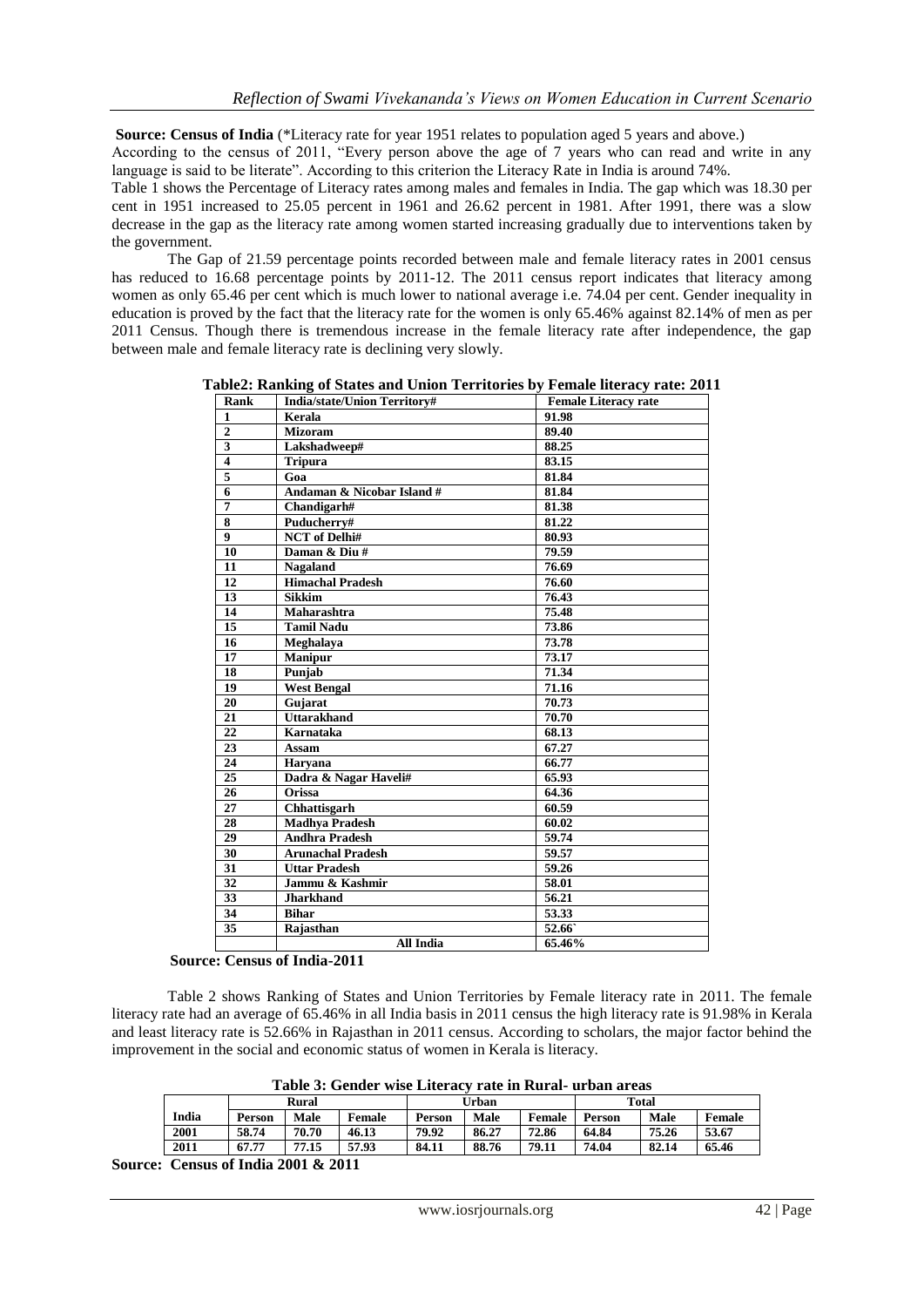**Source: Census of India** (*Literacy rate for year 1951 relates to population aged 5 years and above.)

According to the census of 2011, "Every person above the age of 7 years who can read and write in any language is said to be literate". According to this criterion the Literacy Rate in India is around 74%.

Table 1 shows the Percentage of Literacy rates among males and females in India. The gap which was 18.30 per cent in 1951 increased to 25.05 percent in 1961 and 26.62 percent in 1981. After 1991, there was a slow decrease in the gap as the literacy rate among women started increasing gradually due to interventions taken by the government.

The Gap of 21.59 percentage points recorded between male and female literacy rates in 2001 census has reduced to 16.68 percentage points by 2011-12. The 2011 census report indicates that literacy among women as only 65.46 per cent which is much lower to national average i.e. 74.04 per cent. Gender inequality in education is proved by the fact that the literacy rate for the women is only 65.46% against 82.14% of men as per 2011 Census. Though there is tremendous increase in the female literacy rate after independence, the gap between male and female literacy rate is declining very slowly.

**Table2: Ranking of States and Union Territories by Female literacy rate: 2011**

| Rank | India/state/Union Territory# | Female Literacy rate |
|---|---|---|
| 1 | Kerala | 91.98 |
| 2 | Mizoram | 89.40 |
| 3 | Lakshadweep# | 88.25 |
| 4 | Tripura | 83.15 |
| 5 | Goa | 81.84 |
| 6 | Andaman & Nicobar Island # | 81.84 |
| 7 | Chandigarh# | 81.38 |
| 8 | Puducherry# | 81.22 |
| 9 | NCT of Delhi# | 80.93 |
| 10 | Daman & Diu # | 79.59 |
| 11 | Nagaland | 76.69 |
| 12 | Himachal Pradesh | 76.60 |
| 13 | Sikkim | 76.43 |
| 14 | Maharashtra | 75.48 |
| 15 | Tamil Nadu | 73.86 |
| 16 | Meghalaya | 73.78 |
| 17 | Manipur | 73.17 |
| 18 | Punjab | 71.34 |
| 19 | West Bengal | 71.16 |
| 20 | Gujarat | 70.73 |
| 21 | Uttarakhand | 70.70 |
| 22 | Karnataka | 68.13 |
| 23 | Assam | 67.27 |
| 24 | Haryana | 66.77 |
| 25 | Dadra & Nagar Haveli# | 65.93 |
| 26 | Orissa | 64.36 |
| 27 | Chhattisgarh | 60.59 |
| 28 | Madhya Pradesh | 60.02 |
| 29 | Andhra Pradesh | 59.74 |
| 30 | Arunachal Pradesh | 59.57 |
| 31 | Uttar Pradesh | 59.26 |
| 32 | Jammu & Kashmir | 58.01 |
| 33 | Jharkhand | 56.21 |
| 34 | Bihar | 53.33 |
| 35 | Rajasthan | 52.66` |
| | All India | 65.46% |

**Source: Census of India-2011**

Table 2 shows Ranking of States and Union Territories by Female literacy rate in 2011. The female literacy rate had an average of 65.46% in all India basis in 2011 census the high literacy rate is 91.98% in Kerala and least literacy rate is 52.66% in Rajasthan in 2011 census. According to scholars, the major factor behind the improvement in the social and economic status of women in Kerala is literacy.

**Table 3: Gender wise Literacy rate in Rural- urban areas**

| | Rural | | | Urban | | | Total | | |
|---|---|---|---|---|---|---|---|---|---|
| India | Person | Male | Female | Person | Male | Female | Person | Male | Female |
| 2001 | 58.74 | 70.70 | 46.13 | 79.92 | 86.27 | 72.86 | 64.84 | 75.26 | 53.67 |
| 2011 | 67.77 | 77.15 | 57.93 | 84.11 | 88.76 | 79.11 | 74.04 | 82.14 | 65.46 |

**Source: Census of India 2001 & 2011**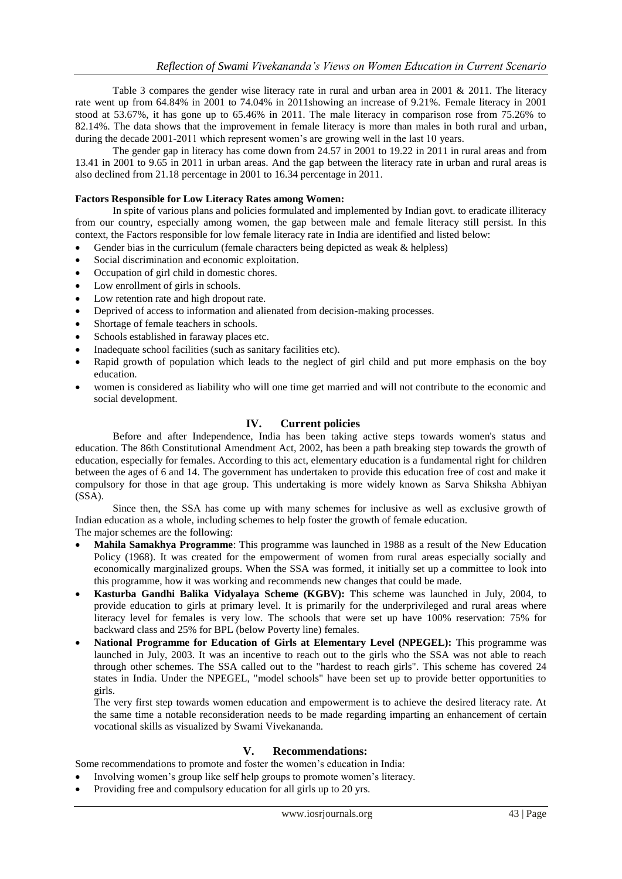Table 3 compares the gender wise literacy rate in rural and urban area in 2001 & 2011. The literacy rate went up from 64.84% in 2001 to 74.04% in 2011showing an increase of 9.21%. Female literacy in 2001 stood at 53.67%, it has gone up to 65.46% in 2011. The male literacy in comparison rose from 75.26% to 82.14%. The data shows that the improvement in female literacy is more than males in both rural and urban, during the decade 2001-2011 which represent women's are growing well in the last 10 years.

The gender gap in literacy has come down from 24.57 in 2001 to 19.22 in 2011 in rural areas and from 13.41 in 2001 to 9.65 in 2011 in urban areas. And the gap between the literacy rate in urban and rural areas is also declined from 21.18 percentage in 2001 to 16.34 percentage in 2011.

**Factors Responsible for Low Literacy Rates among Women:**

In spite of various plans and policies formulated and implemented by Indian govt. to eradicate illiteracy from our country, especially among women, the gap between male and female literacy still persist. In this context, the Factors responsible for low female literacy rate in India are identified and listed below:

- Gender bias in the curriculum (female characters being depicted as weak & helpless)
- Social discrimination and economic exploitation.
- Occupation of girl child in domestic chores.
- Low enrollment of girls in schools.
- Low retention rate and high dropout rate.
- Deprived of access to information and alienated from decision-making processes.
- Shortage of female teachers in schools.
- Schools established in faraway places etc.
- Inadequate school facilities (such as sanitary facilities etc).
- Rapid growth of population which leads to the neglect of girl child and put more emphasis on the boy education.
- women is considered as liability who will one time get married and will not contribute to the economic and social development.

## IV. Current policies

Before and after Independence, India has been taking active steps towards women's status and education. The 86th Constitutional Amendment Act, 2002, has been a path breaking step towards the growth of education, especially for females. According to this act, elementary education is a fundamental right for children between the ages of 6 and 14. The government has undertaken to provide this education free of cost and make it compulsory for those in that age group. This undertaking is more widely known as Sarva Shiksha Abhiyan (SSA).

Since then, the SSA has come up with many schemes for inclusive as well as exclusive growth of Indian education as a whole, including schemes to help foster the growth of female education.

The major schemes are the following:

- **Mahila Samakhya Programme**: This programme was launched in 1988 as a result of the New Education Policy (1968). It was created for the empowerment of women from rural areas especially socially and economically marginalized groups. When the SSA was formed, it initially set up a committee to look into this programme, how it was working and recommends new changes that could be made.
- **Kasturba Gandhi Balika Vidyalaya Scheme (KGBV):** This scheme was launched in July, 2004, to provide education to girls at primary level. It is primarily for the underprivileged and rural areas where literacy level for females is very low. The schools that were set up have 100% reservation: 75% for backward class and 25% for BPL (below Poverty line) females.
- **National Programme for Education of Girls at Elementary Level (NPEGEL):** This programme was launched in July, 2003. It was an incentive to reach out to the girls who the SSA was not able to reach through other schemes. The SSA called out to the "hardest to reach girls". This scheme has covered 24 states in India. Under the NPEGEL, "model schools" have been set up to provide better opportunities to girls.

  The very first step towards women education and empowerment is to achieve the desired literacy rate. At the same time a notable reconsideration needs to be made regarding imparting an enhancement of certain vocational skills as visualized by Swami Vivekananda.

## V. Recommendations:

Some recommendations to promote and foster the women's education in India:

- Involving women's group like self help groups to promote women's literacy.
- Providing free and compulsory education for all girls up to 20 yrs.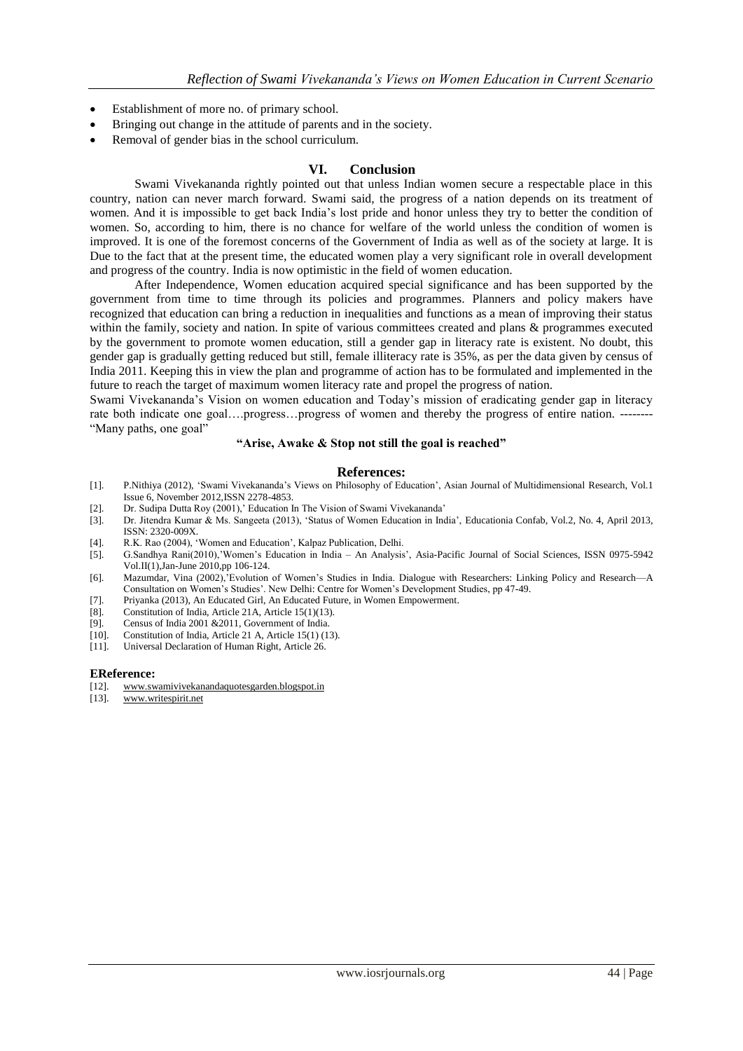- Establishment of more no. of primary school.
- Bringing out change in the attitude of parents and in the society.
- Removal of gender bias in the school curriculum.

## VI. Conclusion

Swami Vivekananda rightly pointed out that unless Indian women secure a respectable place in this country, nation can never march forward. Swami said, the progress of a nation depends on its treatment of women. And it is impossible to get back India's lost pride and honor unless they try to better the condition of women. So, according to him, there is no chance for welfare of the world unless the condition of women is improved. It is one of the foremost concerns of the Government of India as well as of the society at large. It is Due to the fact that at the present time, the educated women play a very significant role in overall development and progress of the country. India is now optimistic in the field of women education.

After Independence, Women education acquired special significance and has been supported by the government from time to time through its policies and programmes. Planners and policy makers have recognized that education can bring a reduction in inequalities and functions as a mean of improving their status within the family, society and nation. In spite of various committees created and plans & programmes executed by the government to promote women education, still a gender gap in literacy rate is existent. No doubt, this gender gap is gradually getting reduced but still, female illiteracy rate is 35%, as per the data given by census of India 2011. Keeping this in view the plan and programme of action has to be formulated and implemented in the future to reach the target of maximum women literacy rate and propel the progress of nation.

Swami Vivekananda's Vision on women education and Today's mission of eradicating gender gap in literacy rate both indicate one goal….progress…progress of women and thereby the progress of entire nation. -------- "Many paths, one goal"

**"Arise, Awake & Stop not still the goal is reached"**

## References:

[1]. P.Nithiya (2012), 'Swami Vivekananda's Views on Philosophy of Education', Asian Journal of Multidimensional Research, Vol.1 Issue 6, November 2012,ISSN 2278-4853.

[2]. Dr. Sudipa Dutta Roy (2001),' Education In The Vision of Swami Vivekananda'

[3]. Dr. Jitendra Kumar & Ms. Sangeeta (2013), 'Status of Women Education in India', Educationia Confab, Vol.2, No. 4, April 2013, ISSN: 2320-009X.

[4]. R.K. Rao (2004), 'Women and Education', Kalpaz Publication, Delhi.

[5]. G.Sandhya Rani(2010),'Women's Education in India – An Analysis', Asia-Pacific Journal of Social Sciences, ISSN 0975-5942 Vol.II(1),Jan-June 2010,pp 106-124.

[6]. Mazumdar, Vina (2002),'Evolution of Women's Studies in India. Dialogue with Researchers: Linking Policy and Research—A Consultation on Women's Studies'. New Delhi: Centre for Women's Development Studies, pp 47-49.

[7]. Priyanka (2013), An Educated Girl, An Educated Future, in Women Empowerment.

[8]. Constitution of India, Article 21A, Article 15(1)(13).

[9]. Census of India 2001 &2011, Government of India.

[10]. Constitution of India, Article 21 A, Article 15(1) (13).

[11]. Universal Declaration of Human Right, Article 26.

### EReference:

[12]. www.swamivivekanandaquotesgarden.blogspot.in

[13]. www.writespirit.net